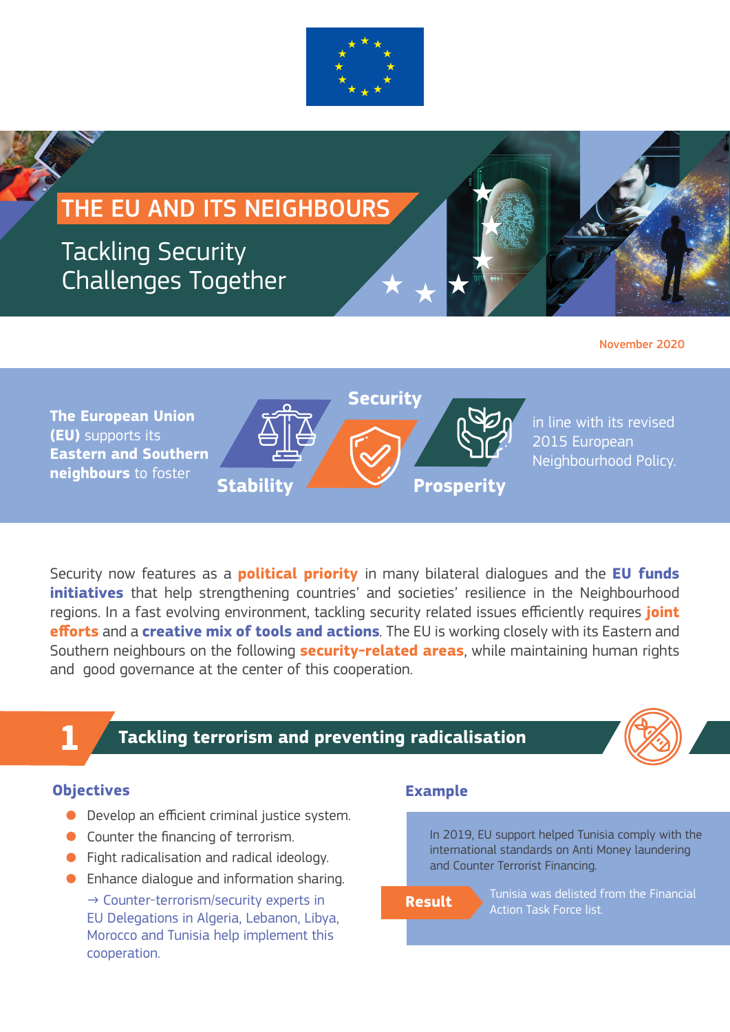# THE EU AND ITS NEIGHBOURS

## Tackling Security Challenges Together

November 2020

**The European Union (EU)** supports its **Eastern and Southern neighbours** to foster

**Stability** **Security** **Prosperity**

in line with its revised 2015 European Neighbourhood Policy.

Security now features as a **political priority** in many bilateral dialogues and the **EU funds initiatives** that help strengthening countries' and societies' resilience in the Neighbourhood regions. In a fast evolving environment, tackling security related issues efficiently requires **joint efforts** and a **creative mix of tools and actions**. The EU is working closely with its Eastern and Southern neighbours on the following **security-related areas**, while maintaining human rights and good governance at the center of this cooperation.

## 1 Tackling terrorism and preventing radicalisation

### Objectives

- Develop an efficient criminal justice system.
- Counter the financing of terrorism.
- Fight radicalisation and radical ideology.
- Enhance dialogue and information sharing.

  → Counter-terrorism/security experts in EU Delegations in Algeria, Lebanon, Libya, Morocco and Tunisia help implement this cooperation.

### Example

In 2019, EU support helped Tunisia comply with the international standards on Anti Money laundering and Counter Terrorist Financing.

**Result** Tunisia was delisted from the Financial Action Task Force list.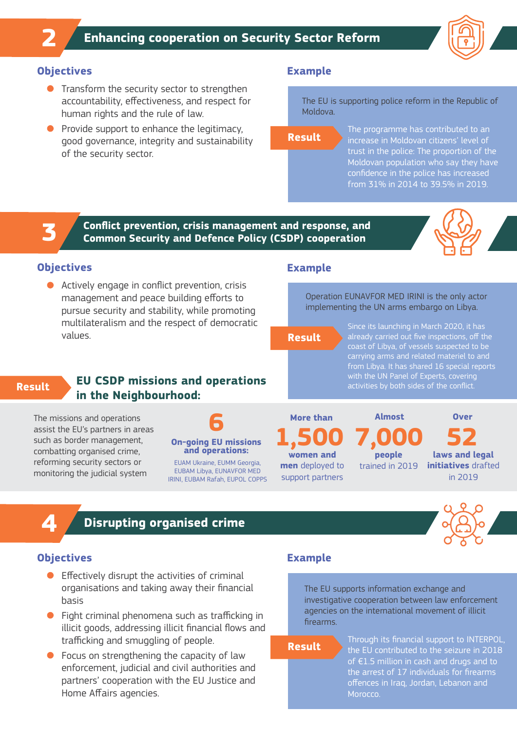## 2 Enhancing cooperation on Security Sector Reform

### Objectives

- Transform the security sector to strengthen accountability, effectiveness, and respect for human rights and the rule of law.
- Provide support to enhance the legitimacy, good governance, integrity and sustainability of the security sector.

### Example

The EU is supporting police reform in the Republic of Moldova.

**Result**

The programme has contributed to an increase in Moldovan citizens' level of trust in the police: The proportion of the Moldovan population who say they have confidence in the police has increased from 31% in 2014 to 39.5% in 2019.

## 3 Conflict prevention, crisis management and response, and Common Security and Defence Policy (CSDP) cooperation

### Objectives

- Actively engage in conflict prevention, crisis management and peace building efforts to pursue security and stability, while promoting multilateralism and the respect of democratic values.

### Example

Operation EUNAVFOR MED IRINI is the only actor implementing the UN arms embargo on Libya.

**Result**

Since its launching in March 2020, it has already carried out five inspections, off the coast of Libya, of vessels suspected to be carrying arms and related materiel to and from Libya. It has shared 16 special reports with the UN Panel of Experts, covering activities by both sides of the conflict.

**Result**

### EU CSDP missions and operations in the Neighbourhood:

The missions and operations assist the EU's partners in areas such as border management, combatting organised crime, reforming security sectors or monitoring the judicial system

**6** On-going EU missions and operations: EUAM Ukraine, EUMM Georgia, EUBAM Libya, EUNAVFOR MED IRINI, EUBAM Rafah, EUPOL COPPS

More than **1,500** women and men deployed to support partners

Almost **7,000** people trained in 2019

Over **52** laws and legal initiatives drafted in 2019

## 4 Disrupting organised crime

### Objectives

- Effectively disrupt the activities of criminal organisations and taking away their financial basis
- Fight criminal phenomena such as trafficking in illicit goods, addressing illicit financial flows and trafficking and smuggling of people.
- Focus on strengthening the capacity of law enforcement, judicial and civil authorities and partners' cooperation with the EU Justice and Home Affairs agencies.

### Example

The EU supports information exchange and investigative cooperation between law enforcement agencies on the international movement of illicit firearms.

**Result**

Through its financial support to INTERPOL, the EU contributed to the seizure in 2018 of €1.5 million in cash and drugs and to the arrest of 17 individuals for firearms offences in Iraq, Jordan, Lebanon and Morocco.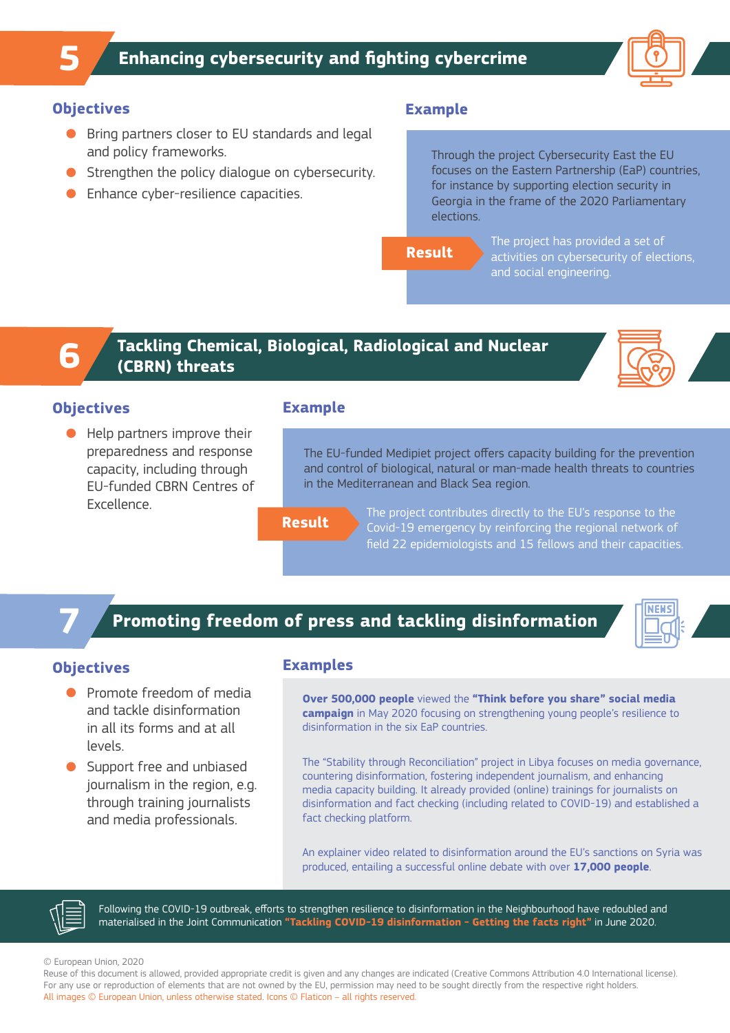## 5 Enhancing cybersecurity and fighting cybercrime

### Objectives

- Bring partners closer to EU standards and legal and policy frameworks.
- Strengthen the policy dialogue on cybersecurity.
- Enhance cyber-resilience capacities.

### Example

Through the project Cybersecurity East the EU focuses on the Eastern Partnership (EaP) countries, for instance by supporting election security in Georgia in the frame of the 2020 Parliamentary elections.

**Result** The project has provided a set of activities on cybersecurity of elections, and social engineering.

## 6 Tackling Chemical, Biological, Radiological and Nuclear (CBRN) threats

### Objectives

- Help partners improve their preparedness and response capacity, including through EU-funded CBRN Centres of Excellence.

### Example

The EU-funded Medipiet project offers capacity building for the prevention and control of biological, natural or man-made health threats to countries in the Mediterranean and Black Sea region.

**Result** The project contributes directly to the EU's response to the Covid-19 emergency by reinforcing the regional network of field 22 epidemiologists and 15 fellows and their capacities.

## 7 Promoting freedom of press and tackling disinformation

### Objectives

- Promote freedom of media and tackle disinformation in all its forms and at all levels.
- Support free and unbiased journalism in the region, e.g. through training journalists and media professionals.

### Examples

**Over 500,000 people** viewed the **"Think before you share" social media campaign** in May 2020 focusing on strengthening young people's resilience to disinformation in the six EaP countries.

The "Stability through Reconciliation" project in Libya focuses on media governance, countering disinformation, fostering independent journalism, and enhancing media capacity building. It already provided (online) trainings for journalists on disinformation and fact checking (including related to COVID-19) and established a fact checking platform.

An explainer video related to disinformation around the EU's sanctions on Syria was produced, entailing a successful online debate with over **17,000 people**.

Following the COVID-19 outbreak, efforts to strengthen resilience to disinformation in the Neighbourhood have redoubled and materialised in the Joint Communication **"Tackling COVID-19 disinformation – Getting the facts right"** in June 2020.

© European Union, 2020
Reuse of this document is allowed, provided appropriate credit is given and any changes are indicated (Creative Commons Attribution 4.0 International license). For any use or reproduction of elements that are not owned by the EU, permission may need to be sought directly from the respective right holders.
All images © European Union, unless otherwise stated. Icons © Flaticon – all rights reserved.